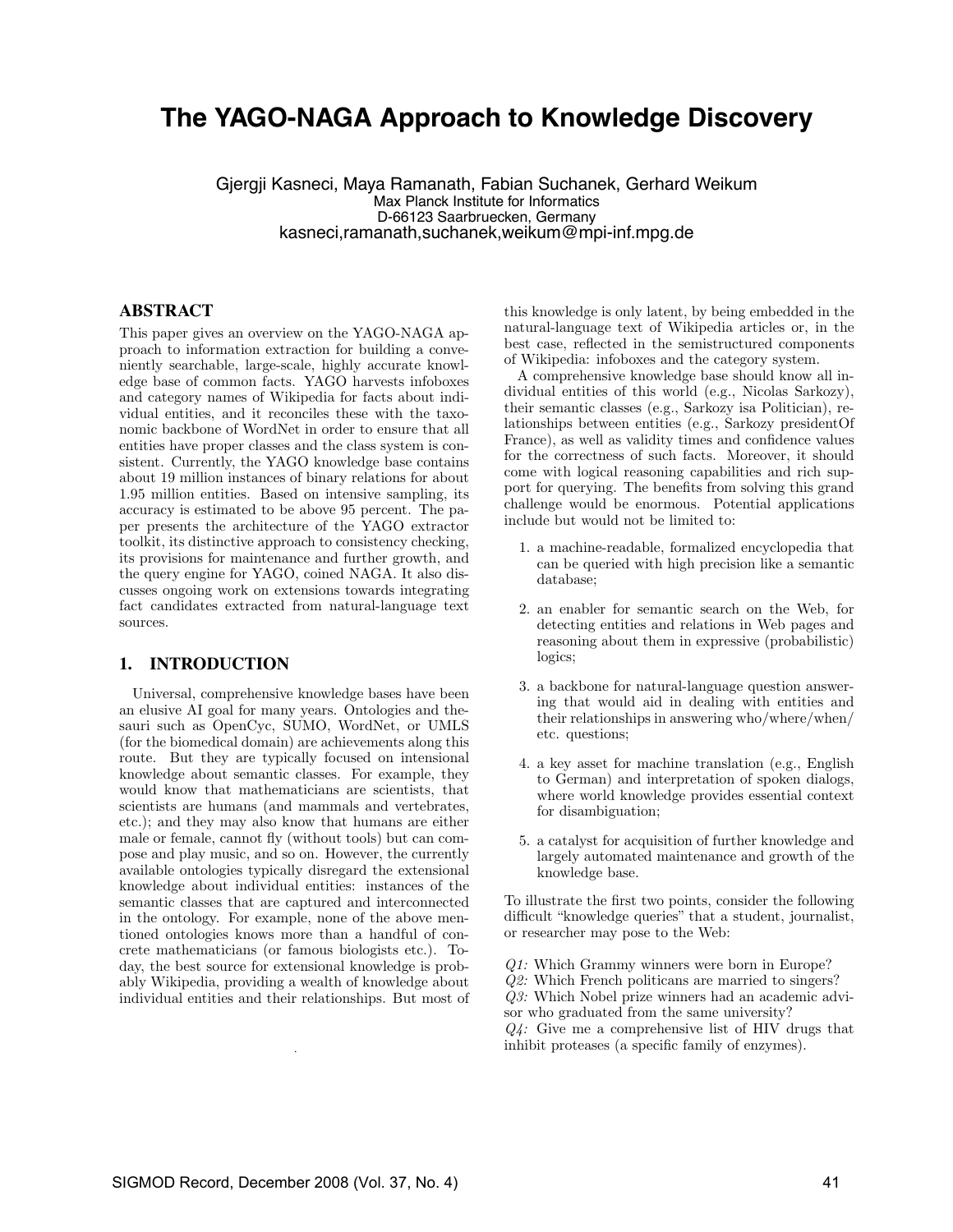# The YAGO-NAGA Approach to Knowledge Discovery

Gjergji Kasneci, Maya Ramanath, Fabian Suchanek, Gerhard Weikum
Max Planck Institute for Informatics
D-66123 Saarbruecken, Germany
kasneci,ramanath,suchanek,weikum@mpi-inf.mpg.de

## ABSTRACT

This paper gives an overview on the YAGO-NAGA approach to information extraction for building a conveniently searchable, large-scale, highly accurate knowledge base of common facts. YAGO harvests infoboxes and category names of Wikipedia for facts about individual entities, and it reconciles these with the taxonomic backbone of WordNet in order to ensure that all entities have proper classes and the class system is consistent. Currently, the YAGO knowledge base contains about 19 million instances of binary relations for about 1.95 million entities. Based on intensive sampling, its accuracy is estimated to be above 95 percent. The paper presents the architecture of the YAGO extractor toolkit, its distinctive approach to consistency checking, its provisions for maintenance and further growth, and the query engine for YAGO, coined NAGA. It also discusses ongoing work on extensions towards integrating fact candidates extracted from natural-language text sources.

## 1. INTRODUCTION

Universal, comprehensive knowledge bases have been an elusive AI goal for many years. Ontologies and thesauri such as OpenCyc, SUMO, WordNet, or UMLS (for the biomedical domain) are achievements along this route. But they are typically focused on intensional knowledge about semantic classes. For example, they would know that mathematicians are scientists, that scientists are humans (and mammals and vertebrates, etc.); and they may also know that humans are either male or female, cannot fly (without tools) but can compose and play music, and so on. However, the currently available ontologies typically disregard the extensional knowledge about individual entities: instances of the semantic classes that are captured and interconnected in the ontology. For example, none of the above mentioned ontologies knows more than a handful of concrete mathematicians (or famous biologists etc.). Today, the best source for extensional knowledge is probably Wikipedia, providing a wealth of knowledge about individual entities and their relationships. But most of this knowledge is only latent, by being embedded in the natural-language text of Wikipedia articles or, in the best case, reflected in the semistructured components of Wikipedia: infoboxes and the category system.

A comprehensive knowledge base should know all individual entities of this world (e.g., Nicolas Sarkozy), their semantic classes (e.g., Sarkozy isa Politician), relationships between entities (e.g., Sarkozy presidentOf France), as well as validity times and confidence values for the correctness of such facts. Moreover, it should come with logical reasoning capabilities and rich support for querying. The benefits from solving this grand challenge would be enormous. Potential applications include but would not be limited to:

1. a machine-readable, formalized encyclopedia that can be queried with high precision like a semantic database;
2. an enabler for semantic search on the Web, for detecting entities and relations in Web pages and reasoning about them in expressive (probabilistic) logics;
3. a backbone for natural-language question answering that would aid in dealing with entities and their relationships in answering who/where/when/ etc. questions;
4. a key asset for machine translation (e.g., English to German) and interpretation of spoken dialogs, where world knowledge provides essential context for disambiguation;
5. a catalyst for acquisition of further knowledge and largely automated maintenance and growth of the knowledge base.

To illustrate the first two points, consider the following difficult "knowledge queries" that a student, journalist, or researcher may pose to the Web:

*Q1:* Which Grammy winners were born in Europe?
*Q2:* Which French politicans are married to singers?
*Q3:* Which Nobel prize winners had an academic advisor who graduated from the same university?
*Q4:* Give me a comprehensive list of HIV drugs that inhibit proteases (a specific family of enzymes).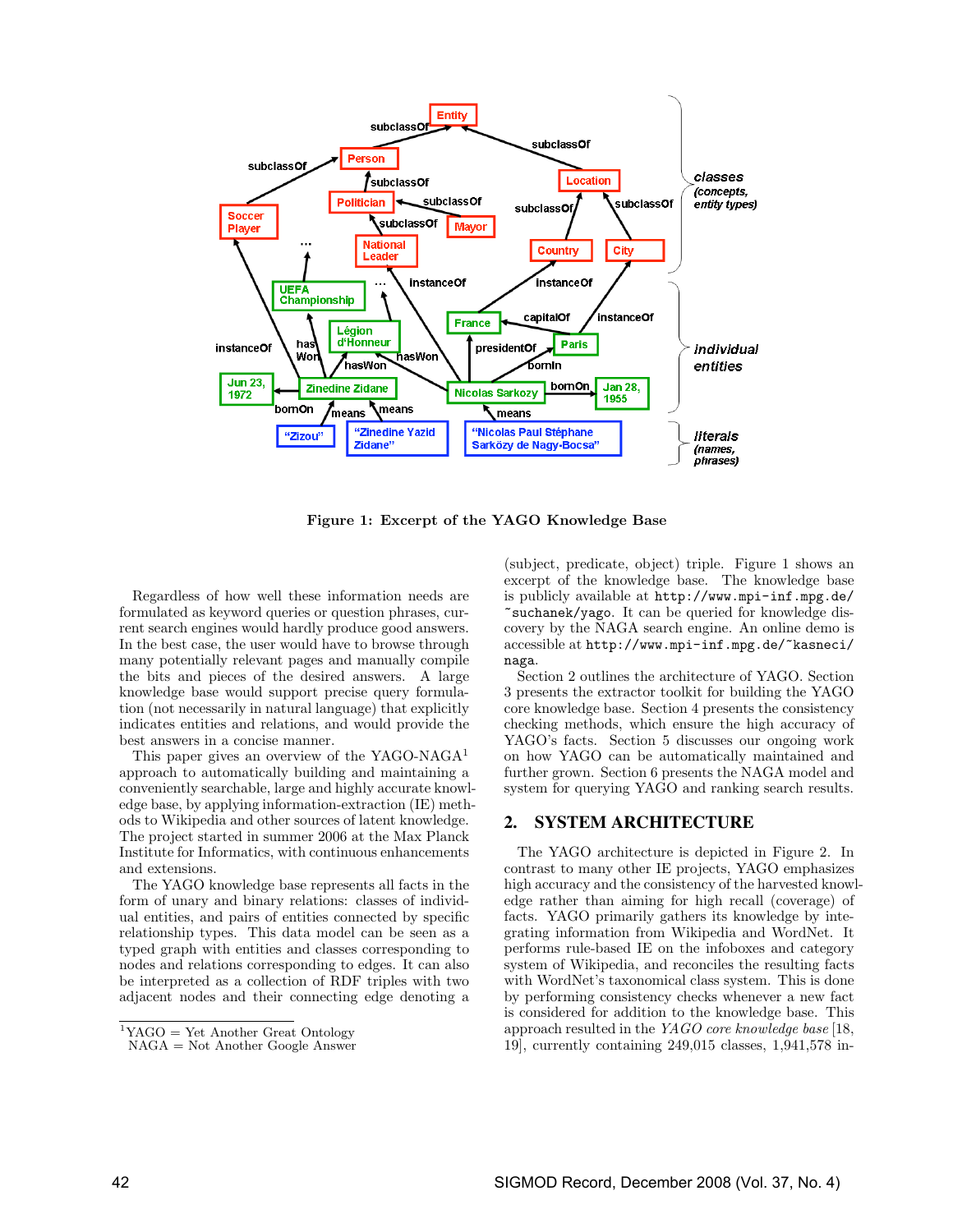Figure 1: Excerpt of the YAGO Knowledge Base

Regardless of how well these information needs are formulated as keyword queries or question phrases, current search engines would hardly produce good answers. In the best case, the user would have to browse through many potentially relevant pages and manually compile the bits and pieces of the desired answers. A large knowledge base would support precise query formulation (not necessarily in natural language) that explicitly indicates entities and relations, and would provide the best answers in a concise manner.

This paper gives an overview of the YAGO-NAGA[1] approach to automatically building and maintaining a conveniently searchable, large and highly accurate knowledge base, by applying information-extraction (IE) methods to Wikipedia and other sources of latent knowledge. The project started in summer 2006 at the Max Planck Institute for Informatics, with continuous enhancements and extensions.

The YAGO knowledge base represents all facts in the form of unary and binary relations: classes of individual entities, and pairs of entities connected by specific relationship types. This data model can be seen as a typed graph with entities and classes corresponding to nodes and relations corresponding to edges. It can also be interpreted as a collection of RDF triples with two adjacent nodes and their connecting edge denoting a (subject, predicate, object) triple. Figure 1 shows an excerpt of the knowledge base. The knowledge base is publicly available at http://www.mpi-inf.mpg.de/~suchanek/yago. It can be queried for knowledge discovery by the NAGA search engine. An online demo is accessible at http://www.mpi-inf.mpg.de/~kasneci/naga.

Section 2 outlines the architecture of YAGO. Section 3 presents the extractor toolkit for building the YAGO core knowledge base. Section 4 presents the consistency checking methods, which ensure the high accuracy of YAGO's facts. Section 5 discusses our ongoing work on how YAGO can be automatically maintained and further grown. Section 6 presents the NAGA model and system for querying YAGO and ranking search results.

## 2. SYSTEM ARCHITECTURE

The YAGO architecture is depicted in Figure 2. In contrast to many other IE projects, YAGO emphasizes high accuracy and the consistency of the harvested knowledge rather than aiming for high recall (coverage) of facts. YAGO primarily gathers its knowledge by integrating information from Wikipedia and WordNet. It performs rule-based IE on the infoboxes and category system of Wikipedia, and reconciles the resulting facts with WordNet's taxonomical class system. This is done by performing consistency checks whenever a new fact is considered for addition to the knowledge base. This approach resulted in the *YAGO core knowledge base* [18, 19], currently containing 249,015 classes, 1,941,578 in-

[1] YAGO = Yet Another Great Ontology
NAGA = Not Another Google Answer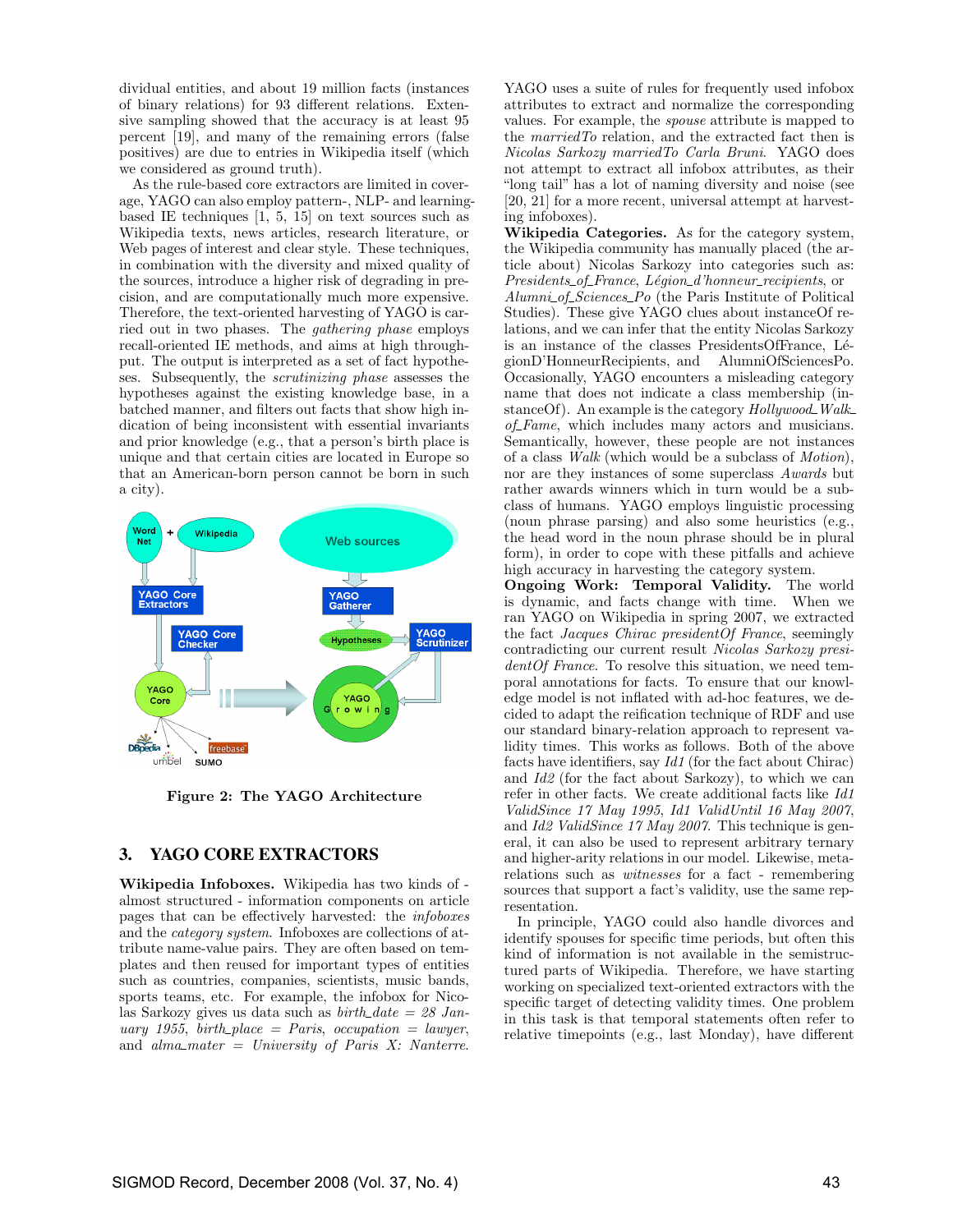dividual entities, and about 19 million facts (instances of binary relations) for 93 different relations. Extensive sampling showed that the accuracy is at least 95 percent [19], and many of the remaining errors (false positives) are due to entries in Wikipedia itself (which we considered as ground truth).

As the rule-based core extractors are limited in coverage, YAGO can also employ pattern-, NLP- and learning-based IE techniques [1, 5, 15] on text sources such as Wikipedia texts, news articles, research literature, or Web pages of interest and clear style. These techniques, in combination with the diversity and mixed quality of the sources, introduce a higher risk of degrading in precision, and are computationally much more expensive. Therefore, the text-oriented harvesting of YAGO is carried out in two phases. The *gathering phase* employs recall-oriented IE methods, and aims at high throughput. The output is interpreted as a set of fact hypotheses. Subsequently, the *scrutinizing phase* assesses the hypotheses against the existing knowledge base, in a batched manner, and filters out facts that show high indication of being inconsistent with essential invariants and prior knowledge (e.g., that a person's birth place is unique and that certain cities are located in Europe so that an American-born person cannot be born in such a city).

Figure 2: The YAGO Architecture

## 3. YAGO CORE EXTRACTORS

**Wikipedia Infoboxes.** Wikipedia has two kinds of - almost structured - information components on article pages that can be effectively harvested: the *infoboxes* and the *category system*. Infoboxes are collections of attribute name-value pairs. They are often based on templates and then reused for important types of entities such as countries, companies, scientists, music bands, sports teams, etc. For example, the infobox for Nicolas Sarkozy gives us data such as *birth_date = 28 January 1955*, *birth_place = Paris*, *occupation = lawyer*, and *alma_mater = University of Paris X: Nanterre*. YAGO uses a suite of rules for frequently used infobox attributes to extract and normalize the corresponding values. For example, the *spouse* attribute is mapped to the *marriedTo* relation, and the extracted fact then is *Nicolas Sarkozy marriedTo Carla Bruni*. YAGO does not attempt to extract all infobox attributes, as their "long tail" has a lot of naming diversity and noise (see [20, 21] for a more recent, universal attempt at harvesting infoboxes).

**Wikipedia Categories.** As for the category system, the Wikipedia community has manually placed (the article about) Nicolas Sarkozy into categories such as: *Presidents_of_France*, *Légion_d'honneur_recipients*, or *Alumni_of_Sciences_Po* (the Paris Institute of Political Studies). These give YAGO clues about instanceOf relations, and we can infer that the entity Nicolas Sarkozy is an instance of the classes PresidentsOfFrance, LégionD'HonneurRecipients, and AlumniOfSciencesPo. Occasionally, YAGO encounters a misleading category name that does not indicate a class membership (instanceOf). An example is the category *Hollywood_Walk_of_Fame*, which includes many actors and musicians. Semantically, however, these people are not instances of a class *Walk* (which would be a subclass of *Motion*), nor are they instances of some superclass *Awards* but rather awards winners which in turn would be a subclass of humans. YAGO employs linguistic processing (noun phrase parsing) and also some heuristics (e.g., the head word in the noun phrase should be in plural form), in order to cope with these pitfalls and achieve high accuracy in harvesting the category system.

**Ongoing Work: Temporal Validity.** The world is dynamic, and facts change with time. When we ran YAGO on Wikipedia in spring 2007, we extracted the fact *Jacques Chirac presidentOf France*, seemingly contradicting our current result *Nicolas Sarkozy presidentOf France*. To resolve this situation, we need temporal annotations for facts. To ensure that our knowledge model is not inflated with ad-hoc features, we decided to adapt the reification technique of RDF and use our standard binary-relation approach to represent validity times. This works as follows. Both of the above facts have identifiers, say *Id1* (for the fact about Chirac) and *Id2* (for the fact about Sarkozy), to which we can refer in other facts. We create additional facts like *Id1 ValidSince 17 May 1995*, *Id1 ValidUntil 16 May 2007*, and *Id2 ValidSince 17 May 2007*. This technique is general, it can also be used to represent arbitrary ternary and higher-arity relations in our model. Likewise, meta-relations such as *witnesses* for a fact - remembering sources that support a fact's validity, use the same representation.

In principle, YAGO could also handle divorces and identify spouses for specific time periods, but often this kind of information is not available in the semistructured parts of Wikipedia. Therefore, we have starting working on specialized text-oriented extractors with the specific target of detecting validity times. One problem in this task is that temporal statements often refer to relative timepoints (e.g., last Monday), have different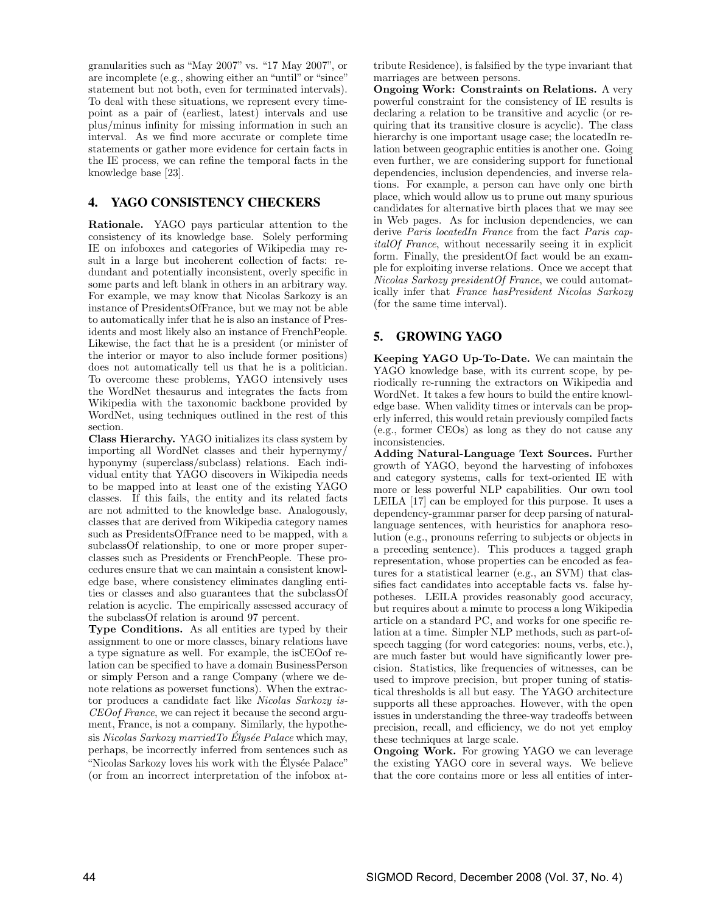granularities such as "May 2007" vs. "17 May 2007", or are incomplete (e.g., showing either an "until" or "since" statement but not both, even for terminated intervals). To deal with these situations, we represent every timepoint as a pair of (earliest, latest) intervals and use plus/minus infinity for missing information in such an interval. As we find more accurate or complete time statements or gather more evidence for certain facts in the IE process, we can refine the temporal facts in the knowledge base [23].

## 4. YAGO CONSISTENCY CHECKERS

**Rationale.** YAGO pays particular attention to the consistency of its knowledge base. Solely performing IE on infoboxes and categories of Wikipedia may result in a large but incoherent collection of facts: redundant and potentially inconsistent, overly specific in some parts and left blank in others in an arbitrary way. For example, we may know that Nicolas Sarkozy is an instance of PresidentsOfFrance, but we may not be able to automatically infer that he is also an instance of Presidents and most likely also an instance of FrenchPeople. Likewise, the fact that he is a president (or minister of the interior or mayor to also include former positions) does not automatically tell us that he is a politician. To overcome these problems, YAGO intensively uses the WordNet thesaurus and integrates the facts from Wikipedia with the taxonomic backbone provided by WordNet, using techniques outlined in the rest of this section.

**Class Hierarchy.** YAGO initializes its class system by importing all WordNet classes and their hypernymy/hyponymy (superclass/subclass) relations. Each individual entity that YAGO discovers in Wikipedia needs to be mapped into at least one of the existing YAGO classes. If this fails, the entity and its related facts are not admitted to the knowledge base. Analogously, classes that are derived from Wikipedia category names such as PresidentsOfFrance need to be mapped, with a subclassOf relationship, to one or more proper superclasses such as Presidents or FrenchPeople. These procedures ensure that we can maintain a consistent knowledge base, where consistency eliminates dangling entities or classes and also guarantees that the subclassOf relation is acyclic. The empirically assessed accuracy of the subclassOf relation is around 97 percent.

**Type Conditions.** As all entities are typed by their assignment to one or more classes, binary relations have a type signature as well. For example, the isCEOof relation can be specified to have a domain BusinessPerson or simply Person and a range Company (where we denote relations as powerset functions). When the extractor produces a candidate fact like *Nicolas Sarkozy isCEOof France*, we can reject it because the second argument, France, is not a company. Similarly, the hypothesis *Nicolas Sarkozy marriedTo Élysée Palace* which may, perhaps, be incorrectly inferred from sentences such as "Nicolas Sarkozy loves his work with the Élysée Palace" (or from an incorrect interpretation of the infobox attribute Residence), is falsified by the type invariant that marriages are between persons.

**Ongoing Work: Constraints on Relations.** A very powerful constraint for the consistency of IE results is declaring a relation to be transitive and acyclic (or requiring that its transitive closure is acyclic). The class hierarchy is one important usage case; the locatedIn relation between geographic entities is another one. Going even further, we are considering support for functional dependencies, inclusion dependencies, and inverse relations. For example, a person can have only one birth place, which would allow us to prune out many spurious candidates for alternative birth places that we may see in Web pages. As for inclusion dependencies, we can derive *Paris locatedIn France* from the fact *Paris capitalOf France*, without necessarily seeing it in explicit form. Finally, the presidentOf fact would be an example for exploiting inverse relations. Once we accept that *Nicolas Sarkozy presidentOf France*, we could automatically infer that *France hasPresident Nicolas Sarkozy* (for the same time interval).

## 5. GROWING YAGO

**Keeping YAGO Up-To-Date.** We can maintain the YAGO knowledge base, with its current scope, by periodically re-running the extractors on Wikipedia and WordNet. It takes a few hours to build the entire knowledge base. When validity times or intervals can be properly inferred, this would retain previously compiled facts (e.g., former CEOs) as long as they do not cause any inconsistencies.

**Adding Natural-Language Text Sources.** Further growth of YAGO, beyond the harvesting of infoboxes and category systems, calls for text-oriented IE with more or less powerful NLP capabilities. Our own tool LEILA [17] can be employed for this purpose. It uses a dependency-grammar parser for deep parsing of natural-language sentences, with heuristics for anaphora resolution (e.g., pronouns referring to subjects or objects in a preceding sentence). This produces a tagged graph representation, whose properties can be encoded as features for a statistical learner (e.g., an SVM) that classifies fact candidates into acceptable facts vs. false hypotheses. LEILA provides reasonably good accuracy, but requires about a minute to process a long Wikipedia article on a standard PC, and works for one specific relation at a time. Simpler NLP methods, such as part-of-speech tagging (for word categories: nouns, verbs, etc.), are much faster but would have significantly lower precision. Statistics, like frequencies of witnesses, can be used to improve precision, but proper tuning of statistical thresholds is all but easy. The YAGO architecture supports all these approaches. However, with the open issues in understanding the three-way tradeoffs between precision, recall, and efficiency, we do not yet employ these techniques at large scale.

**Ongoing Work.** For growing YAGO we can leverage the existing YAGO core in several ways. We believe that the core contains more or less all entities of inter-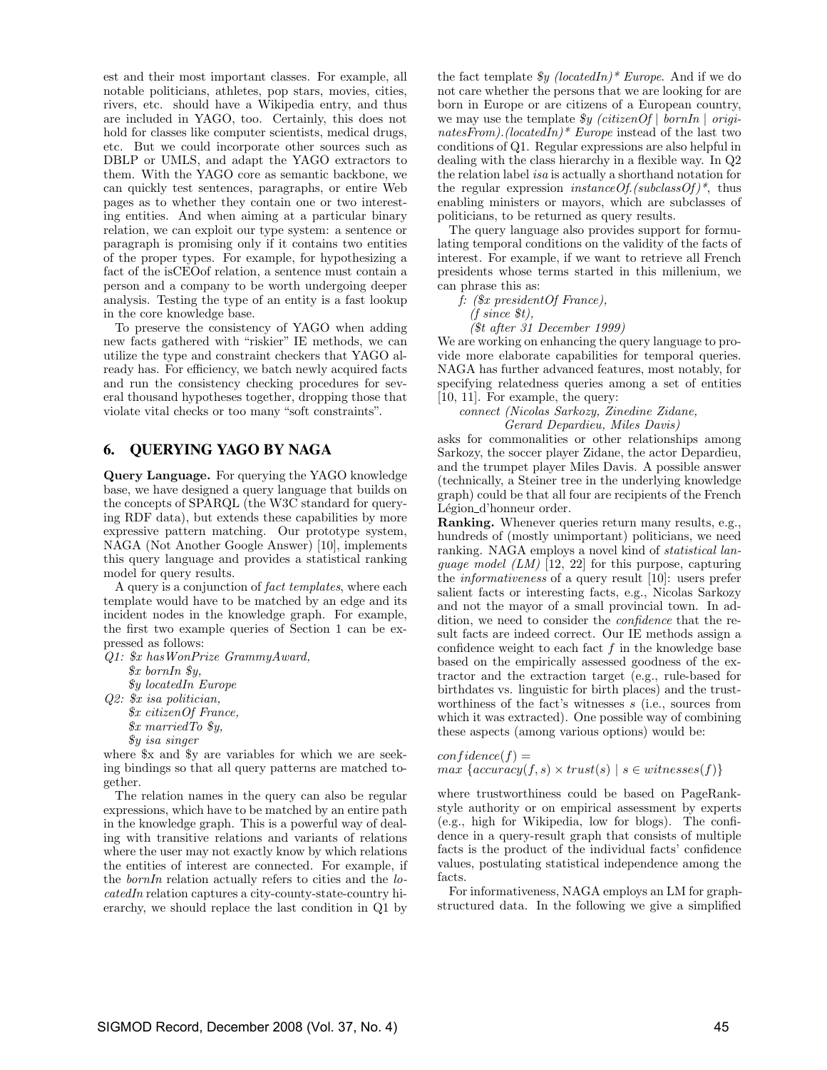est and their most important classes. For example, all notable politicians, athletes, pop stars, movies, cities, rivers, etc. should have a Wikipedia entry, and thus are included in YAGO, too. Certainly, this does not hold for classes like computer scientists, medical drugs, etc. But we could incorporate other sources such as DBLP or UMLS, and adapt the YAGO extractors to them. With the YAGO core as semantic backbone, we can quickly test sentences, paragraphs, or entire Web pages as to whether they contain one or two interesting entities. And when aiming at a particular binary relation, we can exploit our type system: a sentence or paragraph is promising only if it contains two entities of the proper types. For example, for hypothesizing a fact of the isCEOof relation, a sentence must contain a person and a company to be worth undergoing deeper analysis. Testing the type of an entity is a fast lookup in the core knowledge base.

To preserve the consistency of YAGO when adding new facts gathered with "riskier" IE methods, we can utilize the type and constraint checkers that YAGO already has. For efficiency, we batch newly acquired facts and run the consistency checking procedures for several thousand hypotheses together, dropping those that violate vital checks or too many "soft constraints".

## 6. QUERYING YAGO BY NAGA

**Query Language.** For querying the YAGO knowledge base, we have designed a query language that builds on the concepts of SPARQL (the W3C standard for querying RDF data), but extends these capabilities by more expressive pattern matching. Our prototype system, NAGA (Not Another Google Answer) [10], implements this query language and provides a statistical ranking model for query results.

A query is a conjunction of *fact templates*, where each template would have to be matched by an edge and its incident nodes in the knowledge graph. For example, the first two example queries of Section 1 can be expressed as follows:

*Q1: $x hasWonPrize GrammyAward,*
*$x bornIn $y,*
*$y locatedIn Europe*
*Q2: $x isa politician,*
*$x citizenOf France,*
*$x marriedTo $y,*
*$y isa singer*

where $x and $y are variables for which we are seeking bindings so that all query patterns are matched together.

The relation names in the query can also be regular expressions, which have to be matched by an entire path in the knowledge graph. This is a powerful way of dealing with transitive relations and variants of relations where the user may not exactly know by which relations the entities of interest are connected. For example, if the *bornIn* relation actually refers to cities and the *locatedIn* relation captures a city-county-state-country hierarchy, we should replace the last condition in Q1 by the fact template *$y (locatedIn)* Europe*. And if we do not care whether the persons that we are looking for are born in Europe or are citizens of a European country, we may use the template *$y (citizenOf | bornIn | originatesFrom).(locatedIn)* Europe* instead of the last two conditions of Q1. Regular expressions are also helpful in dealing with the class hierarchy in a flexible way. In Q2 the relation label *isa* is actually a shorthand notation for the regular expression *instanceOf.(subclassOf)**, thus enabling ministers or mayors, which are subclasses of politicians, to be returned as query results.

The query language also provides support for formulating temporal conditions on the validity of the facts of interest. For example, if we want to retrieve all French presidents whose terms started in this millenium, we can phrase this as:

*f: ($x presidentOf France),*
*(f since $t),*
*($t after 31 December 1999)*

We are working on enhancing the query language to provide more elaborate capabilities for temporal queries. NAGA has further advanced features, most notably, for specifying relatedness queries among a set of entities [10, 11]. For example, the query:

*connect (Nicolas Sarkozy, Zinedine Zidane,*
*Gerard Depardieu, Miles Davis)*

asks for commonalities or other relationships among Sarkozy, the soccer player Zidane, the actor Depardieu, and the trumpet player Miles Davis. A possible answer (technically, a Steiner tree in the underlying knowledge graph) could be that all four are recipients of the French Légion_d'honneur order.

**Ranking.** Whenever queries return many results, e.g., hundreds of (mostly unimportant) politicians, we need ranking. NAGA employs a novel kind of *statistical language model (LM)* [12, 22] for this purpose, capturing the *informativeness* of a query result [10]: users prefer salient facts or interesting facts, e.g., Nicolas Sarkozy and not the mayor of a small provincial town. In addition, we need to consider the *confidence* that the result facts are indeed correct. Our IE methods assign a confidence weight to each fact $f$ in the knowledge base based on the empirically assessed goodness of the extractor and the extraction target (e.g., rule-based for birthdates vs. linguistic for birth places) and the trustworthiness of the fact's witnesses $s$ (i.e., sources from which it was extracted). One possible way of combining these aspects (among various options) would be:

$$confidence(f) = \\ max\ \{accuracy(f, s) \times trust(s) \mid s \in witnesses(f)\}$$

where trustworthiness could be based on PageRank-style authority or on empirical assessment by experts (e.g., high for Wikipedia, low for blogs). The confidence in a query-result graph that consists of multiple facts is the product of the individual facts' confidence values, postulating statistical independence among the facts.

For informativeness, NAGA employs an LM for graph-structured data. In the following we give a simplified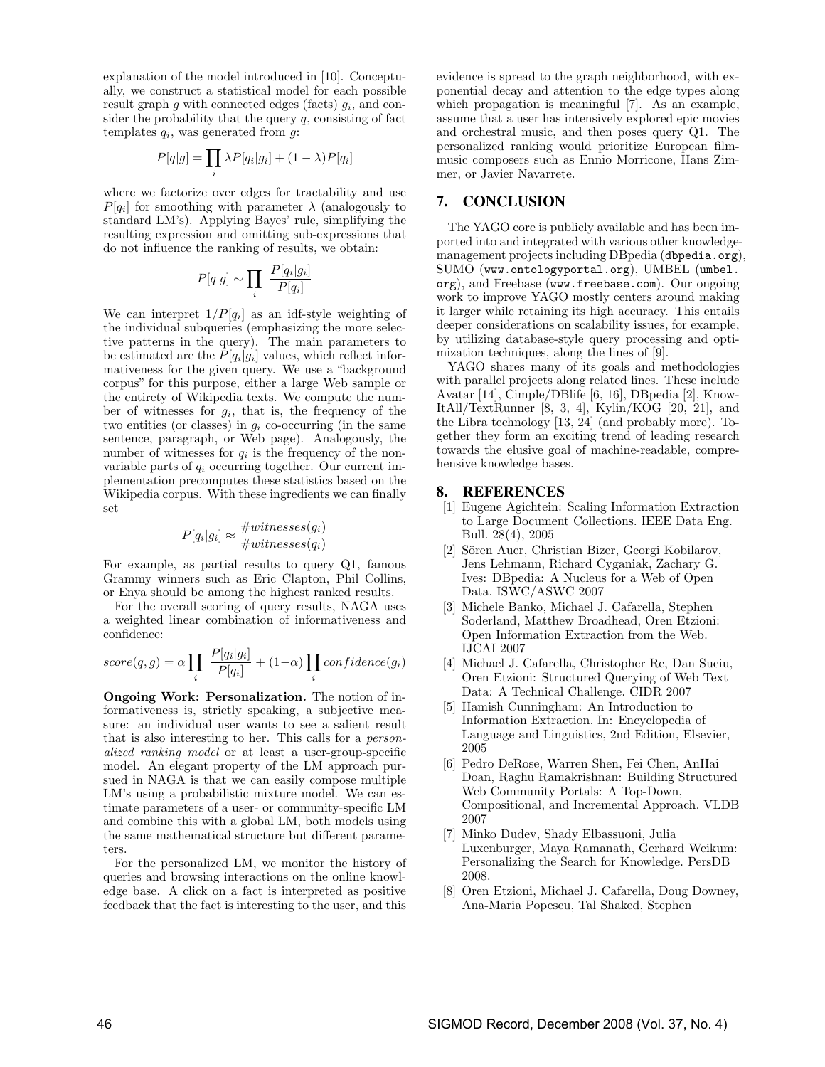explanation of the model introduced in [10]. Conceptually, we construct a statistical model for each possible result graph $g$ with connected edges (facts) $g_i$, and consider the probability that the query $q$, consisting of fact templates $q_i$, was generated from $g$:

$$P[q|g] = \prod_i \lambda P[q_i|g_i] + (1-\lambda)P[q_i]$$

where we factorize over edges for tractability and use $P[q_i]$ for smoothing with parameter $\lambda$ (analogously to standard LM's). Applying Bayes' rule, simplifying the resulting expression and omitting sub-expressions that do not influence the ranking of results, we obtain:

$$P[q|g] \sim \prod_i \frac{P[q_i|g_i]}{P[q_i]}$$

We can interpret $1/P[q_i]$ as an idf-style weighting of the individual subqueries (emphasizing the more selective patterns in the query). The main parameters to be estimated are the $P[q_i|g_i]$ values, which reflect informativeness for the given query. We use a "background corpus" for this purpose, either a large Web sample or the entirety of Wikipedia texts. We compute the number of witnesses for $g_i$, that is, the frequency of the two entities (or classes) in $g_i$ co-occurring (in the same sentence, paragraph, or Web page). Analogously, the number of witnesses for $q_i$ is the frequency of the non-variable parts of $q_i$ occurring together. Our current implementation precomputes these statistics based on the Wikipedia corpus. With these ingredients we can finally set

$$P[q_i|g_i] \approx \frac{\#witnesses(g_i)}{\#witnesses(q_i)}$$

For example, as partial results to query Q1, famous Grammy winners such as Eric Clapton, Phil Collins, or Enya should be among the highest ranked results.

For the overall scoring of query results, NAGA uses a weighted linear combination of informativeness and confidence:

$$score(q,g) = \alpha \prod_i \frac{P[q_i|g_i]}{P[q_i]} + (1-\alpha) \prod_i confidence(g_i)$$

**Ongoing Work: Personalization.** The notion of informativeness is, strictly speaking, a subjective measure: an individual user wants to see a salient result that is also interesting to her. This calls for a *personalized ranking model* or at least a user-group-specific model. An elegant property of the LM approach pursued in NAGA is that we can easily compose multiple LM's using a probabilistic mixture model. We can estimate parameters of a user- or community-specific LM and combine this with a global LM, both models using the same mathematical structure but different parameters.

For the personalized LM, we monitor the history of queries and browsing interactions on the online knowledge base. A click on a fact is interpreted as positive feedback that the fact is interesting to the user, and this evidence is spread to the graph neighborhood, with exponential decay and attention to the edge types along which propagation is meaningful [7]. As an example, assume that a user has intensively explored epic movies and orchestral music, and then poses query Q1. The personalized ranking would prioritize European film-music composers such as Ennio Morricone, Hans Zimmer, or Javier Navarrete.

## 7. CONCLUSION

The YAGO core is publicly available and has been imported into and integrated with various other knowledge-management projects including DBpedia (`dbpedia.org`), SUMO (`www.ontologyportal.org`), UMBEL (`umbel.org`), and Freebase (`www.freebase.com`). Our ongoing work to improve YAGO mostly centers around making it larger while retaining its high accuracy. This entails deeper considerations on scalability issues, for example, by utilizing database-style query processing and optimization techniques, along the lines of [9].

YAGO shares many of its goals and methodologies with parallel projects along related lines. These include Avatar [14], Cimple/DBlife [6, 16], DBpedia [2], KnowItAll/TextRunner [8, 3, 4], Kylin/KOG [20, 21], and the Libra technology [13, 24] (and probably more). Together they form an exciting trend of leading research towards the elusive goal of machine-readable, comprehensive knowledge bases.

## 8. REFERENCES

[1] Eugene Agichtein: Scaling Information Extraction to Large Document Collections. IEEE Data Eng. Bull. 28(4), 2005

[2] Sören Auer, Christian Bizer, Georgi Kobilarov, Jens Lehmann, Richard Cyganiak, Zachary G. Ives: DBpedia: A Nucleus for a Web of Open Data. ISWC/ASWC 2007

[3] Michele Banko, Michael J. Cafarella, Stephen Soderland, Matthew Broadhead, Oren Etzioni: Open Information Extraction from the Web. IJCAI 2007

[4] Michael J. Cafarella, Christopher Re, Dan Suciu, Oren Etzioni: Structured Querying of Web Text Data: A Technical Challenge. CIDR 2007

[5] Hamish Cunningham: An Introduction to Information Extraction. In: Encyclopedia of Language and Linguistics, 2nd Edition, Elsevier, 2005

[6] Pedro DeRose, Warren Shen, Fei Chen, AnHai Doan, Raghu Ramakrishnan: Building Structured Web Community Portals: A Top-Down, Compositional, and Incremental Approach. VLDB 2007

[7] Minko Dudev, Shady Elbassuoni, Julia Luxenburger, Maya Ramanath, Gerhard Weikum: Personalizing the Search for Knowledge. PersDB 2008.

[8] Oren Etzioni, Michael J. Cafarella, Doug Downey, Ana-Maria Popescu, Tal Shaked, Stephen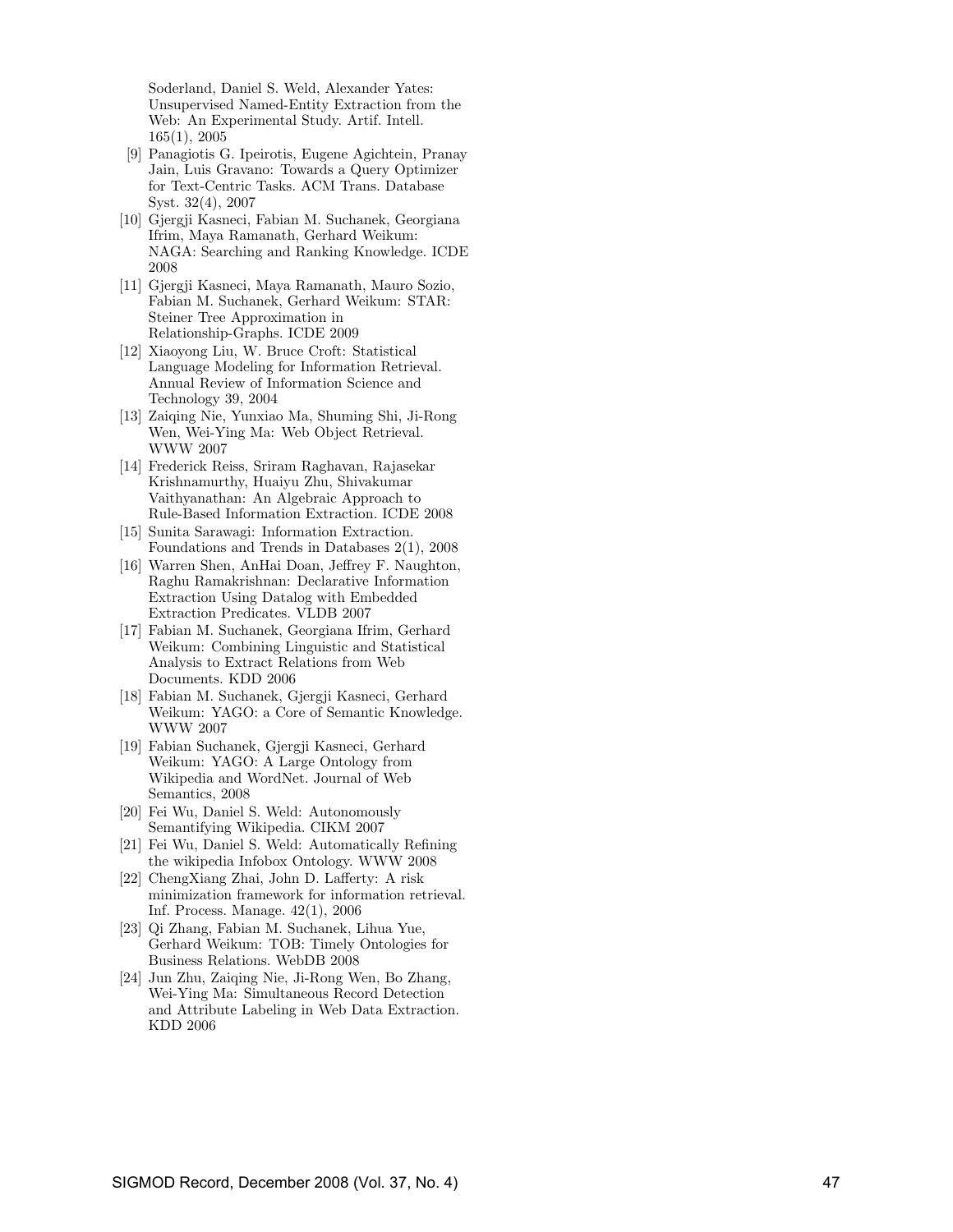Soderland, Daniel S. Weld, Alexander Yates: Unsupervised Named-Entity Extraction from the Web: An Experimental Study. Artif. Intell. 165(1), 2005

[9] Panagiotis G. Ipeirotis, Eugene Agichtein, Pranay Jain, Luis Gravano: Towards a Query Optimizer for Text-Centric Tasks. ACM Trans. Database Syst. 32(4), 2007

[10] Gjergji Kasneci, Fabian M. Suchanek, Georgiana Ifrim, Maya Ramanath, Gerhard Weikum: NAGA: Searching and Ranking Knowledge. ICDE 2008

[11] Gjergji Kasneci, Maya Ramanath, Mauro Sozio, Fabian M. Suchanek, Gerhard Weikum: STAR: Steiner Tree Approximation in Relationship-Graphs. ICDE 2009

[12] Xiaoyong Liu, W. Bruce Croft: Statistical Language Modeling for Information Retrieval. Annual Review of Information Science and Technology 39, 2004

[13] Zaiqing Nie, Yunxiao Ma, Shuming Shi, Ji-Rong Wen, Wei-Ying Ma: Web Object Retrieval. WWW 2007

[14] Frederick Reiss, Sriram Raghavan, Rajasekar Krishnamurthy, Huaiyu Zhu, Shivakumar Vaithyanathan: An Algebraic Approach to Rule-Based Information Extraction. ICDE 2008

[15] Sunita Sarawagi: Information Extraction. Foundations and Trends in Databases 2(1), 2008

[16] Warren Shen, AnHai Doan, Jeffrey F. Naughton, Raghu Ramakrishnan: Declarative Information Extraction Using Datalog with Embedded Extraction Predicates. VLDB 2007

[17] Fabian M. Suchanek, Georgiana Ifrim, Gerhard Weikum: Combining Linguistic and Statistical Analysis to Extract Relations from Web Documents. KDD 2006

[18] Fabian M. Suchanek, Gjergji Kasneci, Gerhard Weikum: YAGO: a Core of Semantic Knowledge. WWW 2007

[19] Fabian Suchanek, Gjergji Kasneci, Gerhard Weikum: YAGO: A Large Ontology from Wikipedia and WordNet. Journal of Web Semantics, 2008

[20] Fei Wu, Daniel S. Weld: Autonomously Semantifying Wikipedia. CIKM 2007

[21] Fei Wu, Daniel S. Weld: Automatically Refining the wikipedia Infobox Ontology. WWW 2008

[22] ChengXiang Zhai, John D. Lafferty: A risk minimization framework for information retrieval. Inf. Process. Manage. 42(1), 2006

[23] Qi Zhang, Fabian M. Suchanek, Lihua Yue, Gerhard Weikum: TOB: Timely Ontologies for Business Relations. WebDB 2008

[24] Jun Zhu, Zaiqing Nie, Ji-Rong Wen, Bo Zhang, Wei-Ying Ma: Simultaneous Record Detection and Attribute Labeling in Web Data Extraction. KDD 2006